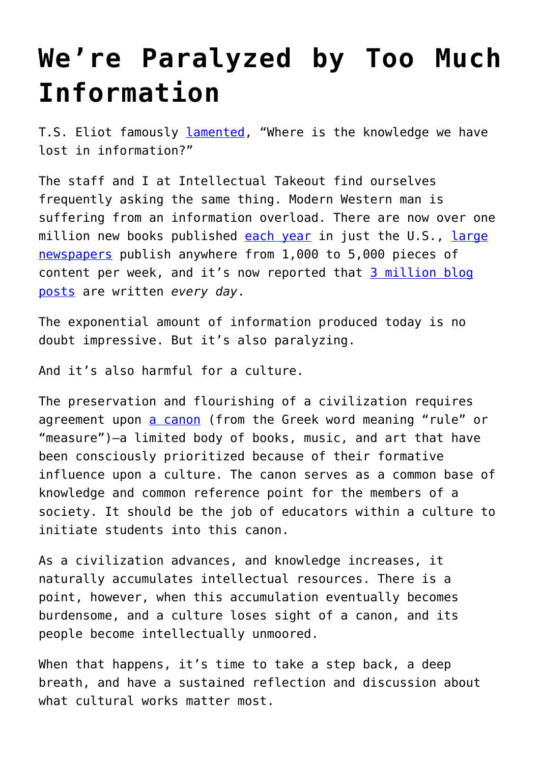# We're Paralyzed by Too Much Information

T.S. Eliot famously lamented, "Where is the knowledge we have lost in information?"

The staff and I at Intellectual Takeout find ourselves frequently asking the same thing. Modern Western man is suffering from an information overload. There are now over one million new books published each year in just the U.S., large newspapers publish anywhere from 1,000 to 5,000 pieces of content per week, and it's now reported that 3 million blog posts are written *every day*.

The exponential amount of information produced today is no doubt impressive. But it's also paralyzing.

And it's also harmful for a culture.

The preservation and flourishing of a civilization requires agreement upon a canon (from the Greek word meaning "rule" or "measure")—a limited body of books, music, and art that have been consciously prioritized because of their formative influence upon a culture. The canon serves as a common base of knowledge and common reference point for the members of a society. It should be the job of educators within a culture to initiate students into this canon.

As a civilization advances, and knowledge increases, it naturally accumulates intellectual resources. There is a point, however, when this accumulation eventually becomes burdensome, and a culture loses sight of a canon, and its people become intellectually unmoored.

When that happens, it's time to take a step back, a deep breath, and have a sustained reflection and discussion about what cultural works matter most.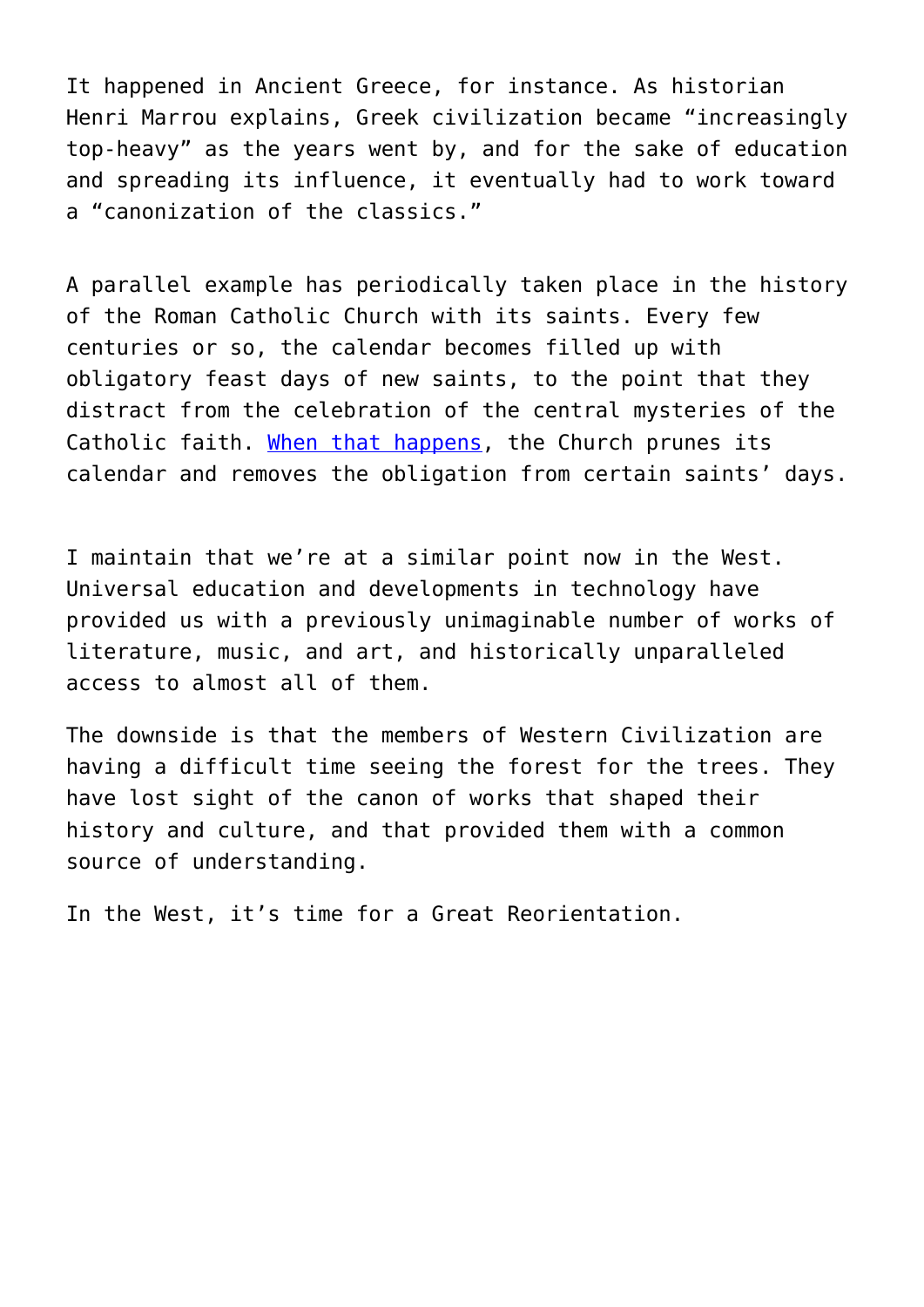It happened in Ancient Greece, for instance. As historian Henri Marrou explains, Greek civilization became "increasingly top-heavy" as the years went by, and for the sake of education and spreading its influence, it eventually had to work toward a "canonization of the classics."

A parallel example has periodically taken place in the history of the Roman Catholic Church with its saints. Every few centuries or so, the calendar becomes filled up with obligatory feast days of new saints, to the point that they distract from the celebration of the central mysteries of the Catholic faith. When that happens, the Church prunes its calendar and removes the obligation from certain saints' days.

I maintain that we're at a similar point now in the West. Universal education and developments in technology have provided us with a previously unimaginable number of works of literature, music, and art, and historically unparalleled access to almost all of them.

The downside is that the members of Western Civilization are having a difficult time seeing the forest for the trees. They have lost sight of the canon of works that shaped their history and culture, and that provided them with a common source of understanding.

In the West, it's time for a Great Reorientation.